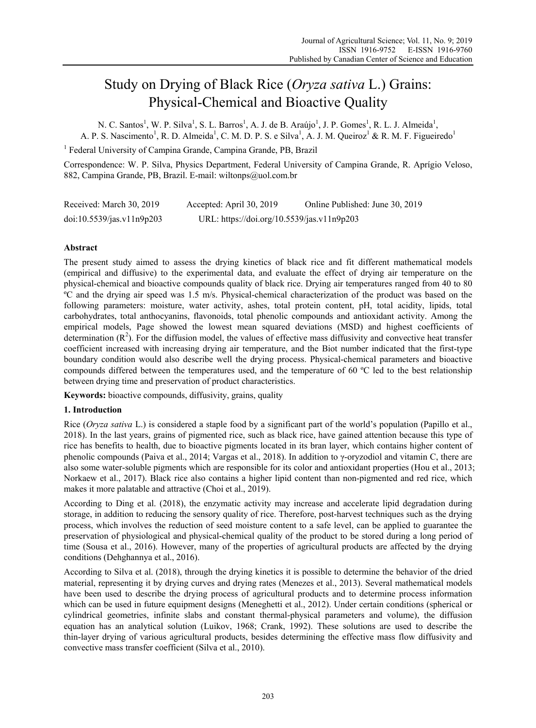# Study on Drying of Black Rice (*Oryza sativa* L.) Grains: Physical-Chemical and Bioactive Quality

N. C. Santos[1], W. P. Silva[1], S. L. Barros[1], A. J. de B. Araújo[1], J. P. Gomes[1], R. L. J. Almeida[1], A. P. S. Nascimento[1], R. D. Almeida[1], C. M. D. P. S. e Silva[1], A. J. M. Queiroz[1] & R. M. F. Figueiredo[1]

[1] Federal University of Campina Grande, Campina Grande, PB, Brazil

Correspondence: W. P. Silva, Physics Department, Federal University of Campina Grande, R. Aprígio Veloso, 882, Campina Grande, PB, Brazil. E-mail: wiltonps@uol.com.br

Received: March 30, 2019   Accepted: April 30, 2019   Online Published: June 30, 2019

doi:10.5539/jas.v11n9p203   URL: https://doi.org/10.5539/jas.v11n9p203

## Abstract

The present study aimed to assess the drying kinetics of black rice and fit different mathematical models (empirical and diffusive) to the experimental data, and evaluate the effect of drying air temperature on the physical-chemical and bioactive compounds quality of black rice. Drying air temperatures ranged from 40 to 80 ºC and the drying air speed was 1.5 m/s. Physical-chemical characterization of the product was based on the following parameters: moisture, water activity, ashes, total protein content, pH, total acidity, lipids, total carbohydrates, total anthocyanins, flavonoids, total phenolic compounds and antioxidant activity. Among the empirical models, Page showed the lowest mean squared deviations (MSD) and highest coefficients of determination ($R^2$). For the diffusion model, the values of effective mass diffusivity and convective heat transfer coefficient increased with increasing drying air temperature, and the Biot number indicated that the first-type boundary condition would also describe well the drying process. Physical-chemical parameters and bioactive compounds differed between the temperatures used, and the temperature of 60 ºC led to the best relationship between drying time and preservation of product characteristics.

**Keywords:** bioactive compounds, diffusivity, grains, quality

## 1. Introduction

Rice (*Oryza sativa* L.) is considered a staple food by a significant part of the world's population (Papillo et al., 2018). In the last years, grains of pigmented rice, such as black rice, have gained attention because this type of rice has benefits to health, due to bioactive pigments located in its bran layer, which contains higher content of phenolic compounds (Paiva et al., 2014; Vargas et al., 2018). In addition to γ-oryzodiol and vitamin C, there are also some water-soluble pigments which are responsible for its color and antioxidant properties (Hou et al., 2013; Norkaew et al., 2017). Black rice also contains a higher lipid content than non-pigmented and red rice, which makes it more palatable and attractive (Choi et al., 2019).

According to Ding et al. (2018), the enzymatic activity may increase and accelerate lipid degradation during storage, in addition to reducing the sensory quality of rice. Therefore, post-harvest techniques such as the drying process, which involves the reduction of seed moisture content to a safe level, can be applied to guarantee the preservation of physiological and physical-chemical quality of the product to be stored during a long period of time (Sousa et al., 2016). However, many of the properties of agricultural products are affected by the drying conditions (Dehghannya et al., 2016).

According to Silva et al. (2018), through the drying kinetics it is possible to determine the behavior of the dried material, representing it by drying curves and drying rates (Menezes et al., 2013). Several mathematical models have been used to describe the drying process of agricultural products and to determine process information which can be used in future equipment designs (Meneghetti et al., 2012). Under certain conditions (spherical or cylindrical geometries, infinite slabs and constant thermal-physical parameters and volume), the diffusion equation has an analytical solution (Luikov, 1968; Crank, 1992). These solutions are used to describe the thin-layer drying of various agricultural products, besides determining the effective mass flow diffusivity and convective mass transfer coefficient (Silva et al., 2010).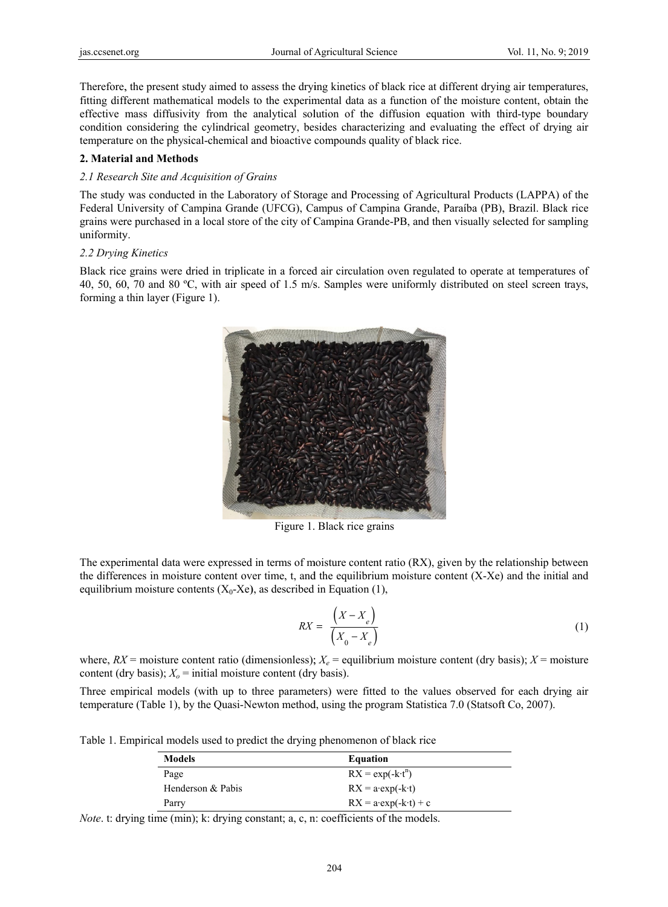Therefore, the present study aimed to assess the drying kinetics of black rice at different drying air temperatures, fitting different mathematical models to the experimental data as a function of the moisture content, obtain the effective mass diffusivity from the analytical solution of the diffusion equation with third-type boundary condition considering the cylindrical geometry, besides characterizing and evaluating the effect of drying air temperature on the physical-chemical and bioactive compounds quality of black rice.

## 2. Material and Methods

### *2.1 Research Site and Acquisition of Grains*

The study was conducted in the Laboratory of Storage and Processing of Agricultural Products (LAPPA) of the Federal University of Campina Grande (UFCG), Campus of Campina Grande, Paraíba (PB), Brazil. Black rice grains were purchased in a local store of the city of Campina Grande-PB, and then visually selected for sampling uniformity.

### *2.2 Drying Kinetics*

Black rice grains were dried in triplicate in a forced air circulation oven regulated to operate at temperatures of 40, 50, 60, 70 and 80 ºC, with air speed of 1.5 m/s. Samples were uniformly distributed on steel screen trays, forming a thin layer (Figure 1).

Figure 1. Black rice grains

The experimental data were expressed in terms of moisture content ratio (RX), given by the relationship between the differences in moisture content over time, t, and the equilibrium moisture content (X-Xe) and the initial and equilibrium moisture contents ($X_0$-Xe), as described in Equation (1),

$$RX = \frac{\left(X - X_e\right)}{\left(X_0 - X_e\right)} \tag{1}$$

where, $RX$ = moisture content ratio (dimensionless); $X_e$ = equilibrium moisture content (dry basis); $X$ = moisture content (dry basis); $X_o$ = initial moisture content (dry basis).

Three empirical models (with up to three parameters) were fitted to the values observed for each drying air temperature (Table 1), by the Quasi-Newton method, using the program Statistica 7.0 (Statsoft Co, 2007).

Table 1. Empirical models used to predict the drying phenomenon of black rice

| Models | Equation |
|---|---|
| Page | $RX = \exp(-k \cdot t^n)$ |
| Henderson & Pabis | $RX = a \cdot \exp(-k \cdot t)$ |
| Parry | $RX = a \cdot \exp(-k \cdot t) + c$ |

*Note*. t: drying time (min); k: drying constant; a, c, n: coefficients of the models.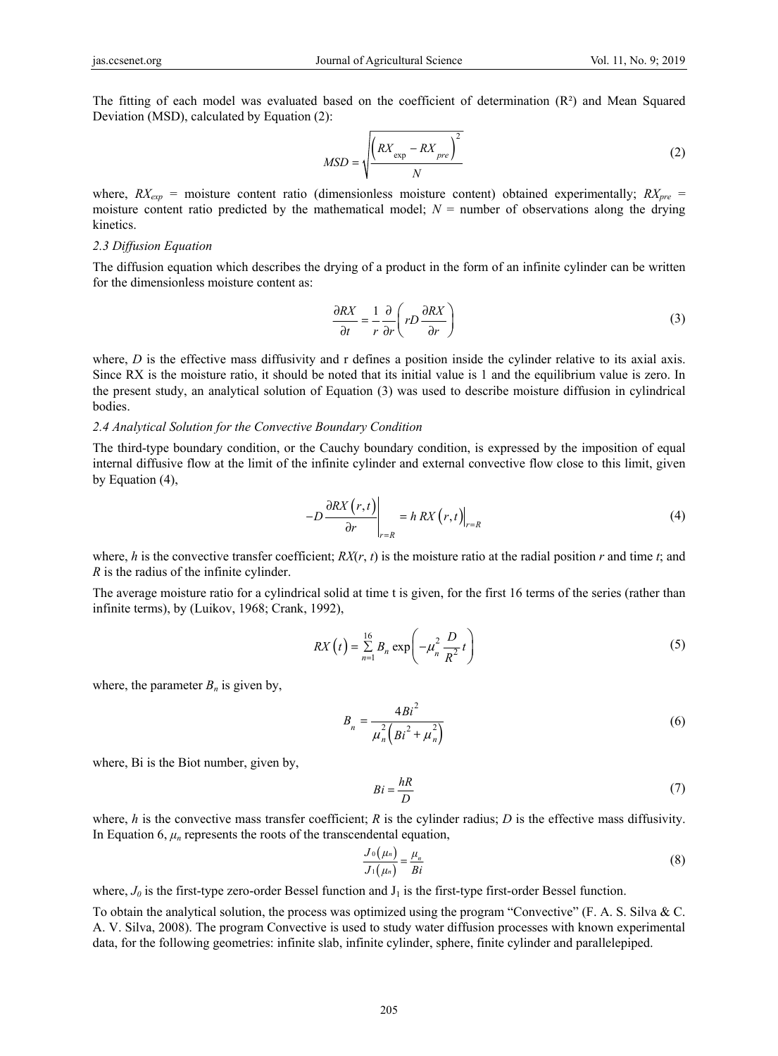The fitting of each model was evaluated based on the coefficient of determination ($R^2$) and Mean Squared Deviation (MSD), calculated by Equation (2):

$$MSD = \sqrt{\frac{\left(RX_{\exp} - RX_{pre}\right)^2}{N}} \tag{2}$$

where, $RX_{exp}$ = moisture content ratio (dimensionless moisture content) obtained experimentally; $RX_{pre}$ = moisture content ratio predicted by the mathematical model; $N$ = number of observations along the drying kinetics.

### 2.3 Diffusion Equation

The diffusion equation which describes the drying of a product in the form of an infinite cylinder can be written for the dimensionless moisture content as:

$$\frac{\partial RX}{\partial t} = \frac{1}{r}\frac{\partial}{\partial r}\left(rD\frac{\partial RX}{\partial r}\right) \tag{3}$$

where, $D$ is the effective mass diffusivity and r defines a position inside the cylinder relative to its axial axis. Since RX is the moisture ratio, it should be noted that its initial value is 1 and the equilibrium value is zero. In the present study, an analytical solution of Equation (3) was used to describe moisture diffusion in cylindrical bodies.

### 2.4 Analytical Solution for the Convective Boundary Condition

The third-type boundary condition, or the Cauchy boundary condition, is expressed by the imposition of equal internal diffusive flow at the limit of the infinite cylinder and external convective flow close to this limit, given by Equation (4),

$$-D\frac{\partial RX(r,t)}{\partial r}\bigg|_{r=R} = h\,RX(r,t)\Big|_{r=R} \tag{4}$$

where, $h$ is the convective transfer coefficient; $RX(r, t)$ is the moisture ratio at the radial position $r$ and time $t$; and $R$ is the radius of the infinite cylinder.

The average moisture ratio for a cylindrical solid at time t is given, for the first 16 terms of the series (rather than infinite terms), by (Luikov, 1968; Crank, 1992),

$$RX(t) = \sum_{n=1}^{16} B_n \exp\left(-\mu_n^2 \frac{D}{R^2} t\right) \tag{5}$$

where, the parameter $B_n$ is given by,

$$B_n = \frac{4Bi^2}{\mu_n^2\left(Bi^2 + \mu_n^2\right)} \tag{6}$$

where, Bi is the Biot number, given by,

$$Bi = \frac{hR}{D} \tag{7}$$

where, $h$ is the convective mass transfer coefficient; $R$ is the cylinder radius; $D$ is the effective mass diffusivity. In Equation 6, $\mu_n$ represents the roots of the transcendental equation,

$$\frac{J_0(\mu_n)}{J_1(\mu_n)} = \frac{\mu_n}{Bi} \tag{8}$$

where, $J_0$ is the first-type zero-order Bessel function and $J_1$ is the first-type first-order Bessel function.

To obtain the analytical solution, the process was optimized using the program "Convective" (F. A. S. Silva & C. A. V. Silva, 2008). The program Convective is used to study water diffusion processes with known experimental data, for the following geometries: infinite slab, infinite cylinder, sphere, finite cylinder and parallelepiped.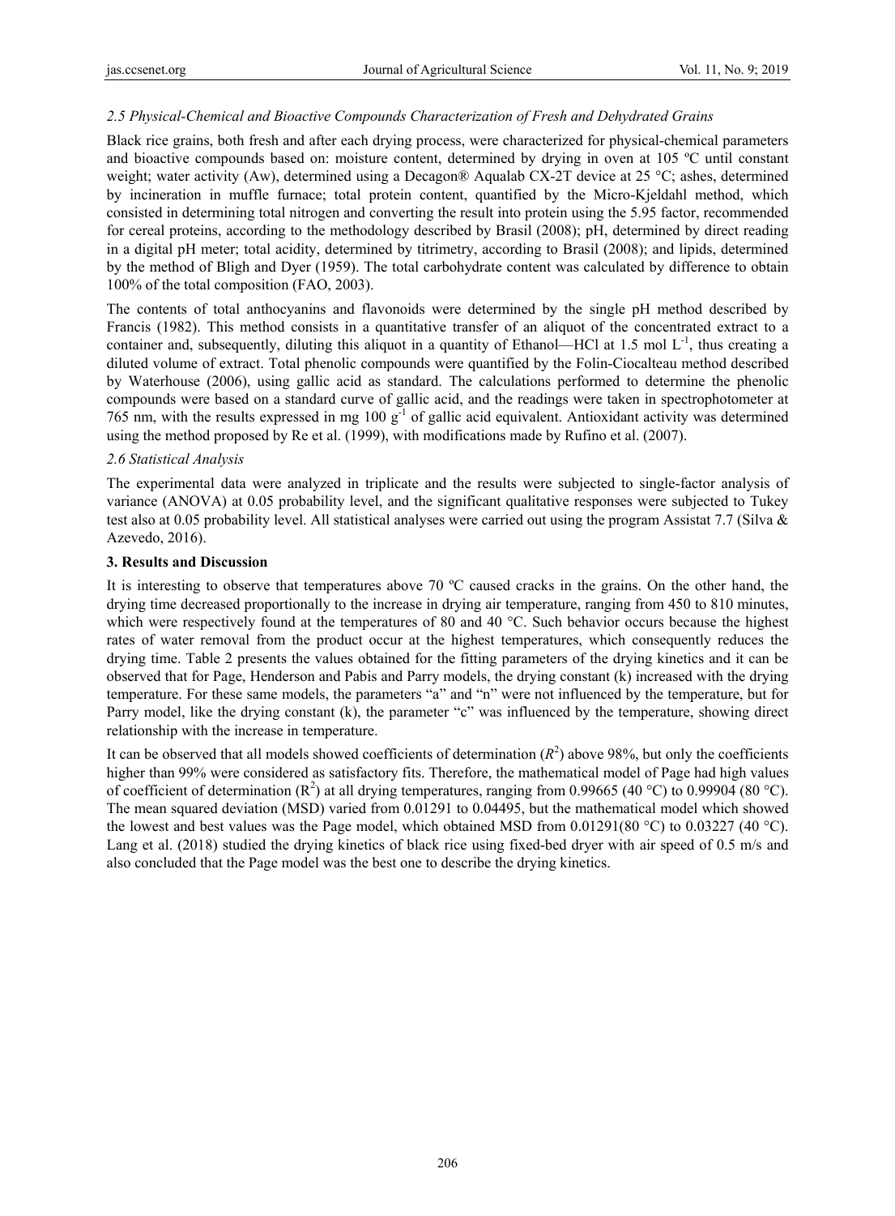### *2.5 Physical-Chemical and Bioactive Compounds Characterization of Fresh and Dehydrated Grains*

Black rice grains, both fresh and after each drying process, were characterized for physical-chemical parameters and bioactive compounds based on: moisture content, determined by drying in oven at 105 ºC until constant weight; water activity (Aw), determined using a Decagon® Aqualab CX-2T device at 25 °C; ashes, determined by incineration in muffle furnace; total protein content, quantified by the Micro-Kjeldahl method, which consisted in determining total nitrogen and converting the result into protein using the 5.95 factor, recommended for cereal proteins, according to the methodology described by Brasil (2008); pH, determined by direct reading in a digital pH meter; total acidity, determined by titrimetry, according to Brasil (2008); and lipids, determined by the method of Bligh and Dyer (1959). The total carbohydrate content was calculated by difference to obtain 100% of the total composition (FAO, 2003).

The contents of total anthocyanins and flavonoids were determined by the single pH method described by Francis (1982). This method consists in a quantitative transfer of an aliquot of the concentrated extract to a container and, subsequently, diluting this aliquot in a quantity of Ethanol—HCl at 1.5 mol $L^{-1}$, thus creating a diluted volume of extract. Total phenolic compounds were quantified by the Folin-Ciocalteau method described by Waterhouse (2006), using gallic acid as standard. The calculations performed to determine the phenolic compounds were based on a standard curve of gallic acid, and the readings were taken in spectrophotometer at 765 nm, with the results expressed in mg 100 $g^{-1}$ of gallic acid equivalent. Antioxidant activity was determined using the method proposed by Re et al. (1999), with modifications made by Rufino et al. (2007).

### *2.6 Statistical Analysis*

The experimental data were analyzed in triplicate and the results were subjected to single-factor analysis of variance (ANOVA) at 0.05 probability level, and the significant qualitative responses were subjected to Tukey test also at 0.05 probability level. All statistical analyses were carried out using the program Assistat 7.7 (Silva & Azevedo, 2016).

## **3. Results and Discussion**

It is interesting to observe that temperatures above 70 ºC caused cracks in the grains. On the other hand, the drying time decreased proportionally to the increase in drying air temperature, ranging from 450 to 810 minutes, which were respectively found at the temperatures of 80 and 40 °C. Such behavior occurs because the highest rates of water removal from the product occur at the highest temperatures, which consequently reduces the drying time. Table 2 presents the values obtained for the fitting parameters of the drying kinetics and it can be observed that for Page, Henderson and Pabis and Parry models, the drying constant (k) increased with the drying temperature. For these same models, the parameters "a" and "n" were not influenced by the temperature, but for Parry model, like the drying constant (k), the parameter "c" was influenced by the temperature, showing direct relationship with the increase in temperature.

It can be observed that all models showed coefficients of determination ($R^2$) above 98%, but only the coefficients higher than 99% were considered as satisfactory fits. Therefore, the mathematical model of Page had high values of coefficient of determination ($R^2$) at all drying temperatures, ranging from 0.99665 (40 °C) to 0.99904 (80 °C). The mean squared deviation (MSD) varied from 0.01291 to 0.04495, but the mathematical model which showed the lowest and best values was the Page model, which obtained MSD from 0.01291(80 °C) to 0.03227 (40 °C). Lang et al. (2018) studied the drying kinetics of black rice using fixed-bed dryer with air speed of 0.5 m/s and also concluded that the Page model was the best one to describe the drying kinetics.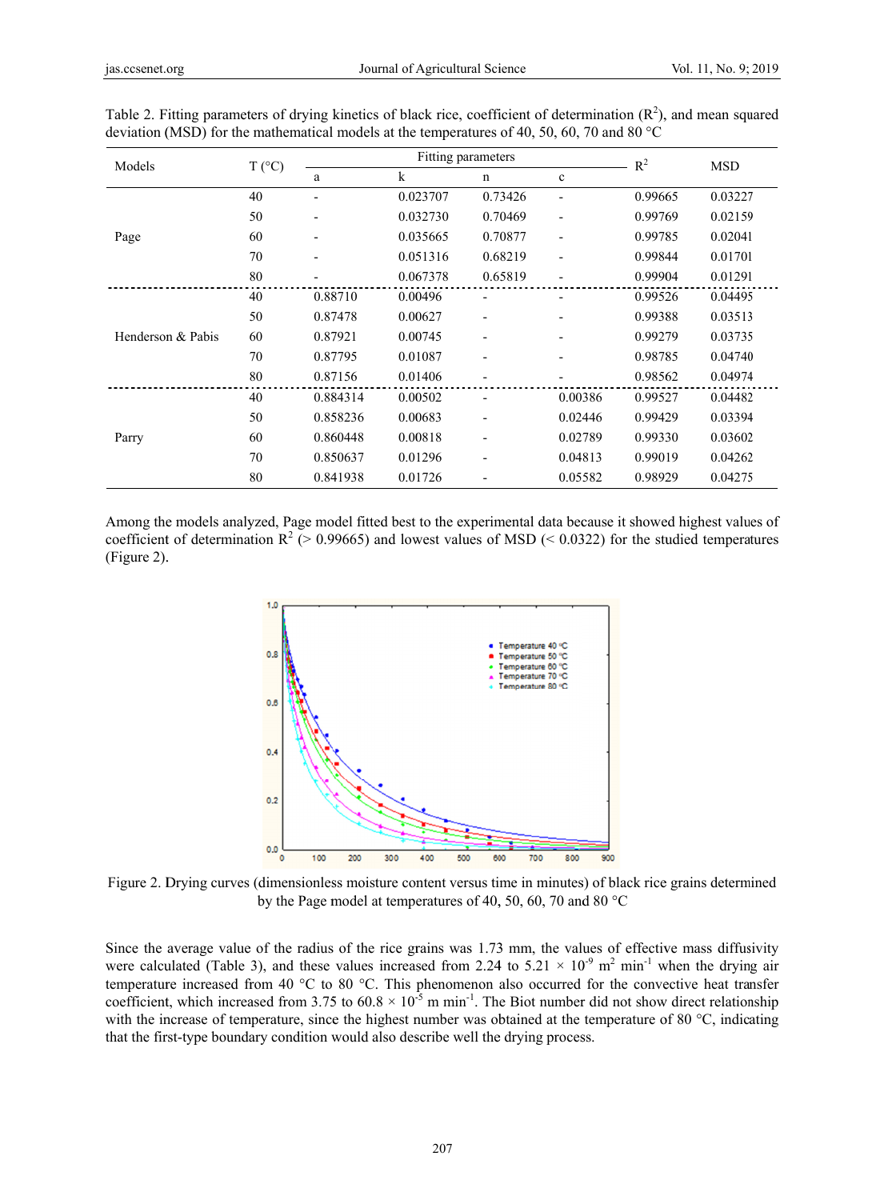Table 2. Fitting parameters of drying kinetics of black rice, coefficient of determination ($R^2$), and mean squared deviation (MSD) for the mathematical models at the temperatures of 40, 50, 60, 70 and 80 °C

| Models | T (°C) | Fitting parameters | | | | $R^2$ | MSD |
|---|---|---|---|---|---|---|---|
| | | a | k | n | c | | |
| Page | 40 | - | 0.023707 | 0.73426 | - | 0.99665 | 0.03227 |
| | 50 | - | 0.032730 | 0.70469 | - | 0.99769 | 0.02159 |
| | 60 | - | 0.035665 | 0.70877 | - | 0.99785 | 0.02041 |
| | 70 | - | 0.051316 | 0.68219 | - | 0.99844 | 0.01701 |
| | 80 | - | 0.067378 | 0.65819 | - | 0.99904 | 0.01291 |
| Henderson & Pabis | 40 | 0.88710 | 0.00496 | - | - | 0.99526 | 0.04495 |
| | 50 | 0.87478 | 0.00627 | - | - | 0.99388 | 0.03513 |
| | 60 | 0.87921 | 0.00745 | - | - | 0.99279 | 0.03735 |
| | 70 | 0.87795 | 0.01087 | - | - | 0.98785 | 0.04740 |
| | 80 | 0.87156 | 0.01406 | - | - | 0.98562 | 0.04974 |
| Parry | 40 | 0.884314 | 0.00502 | - | 0.00386 | 0.99527 | 0.04482 |
| | 50 | 0.858236 | 0.00683 | - | 0.02446 | 0.99429 | 0.03394 |
| | 60 | 0.860448 | 0.00818 | - | 0.02789 | 0.99330 | 0.03602 |
| | 70 | 0.850637 | 0.01296 | - | 0.04813 | 0.99019 | 0.04262 |
| | 80 | 0.841938 | 0.01726 | - | 0.05582 | 0.98929 | 0.04275 |

Among the models analyzed, Page model fitted best to the experimental data because it showed highest values of coefficient of determination $R^2$ (> 0.99665) and lowest values of MSD (< 0.0322) for the studied temperatures (Figure 2).

Figure 2. Drying curves (dimensionless moisture content versus time in minutes) of black rice grains determined by the Page model at temperatures of 40, 50, 60, 70 and 80 °C

Since the average value of the radius of the rice grains was 1.73 mm, the values of effective mass diffusivity were calculated (Table 3), and these values increased from 2.24 to 5.21 × $10^{-9}$ $m^2$ $min^{-1}$ when the drying air temperature increased from 40 °C to 80 °C. This phenomenon also occurred for the convective heat transfer coefficient, which increased from 3.75 to 60.8 × $10^{-5}$ m $min^{-1}$. The Biot number did not show direct relationship with the increase of temperature, since the highest number was obtained at the temperature of 80 °C, indicating that the first-type boundary condition would also describe well the drying process.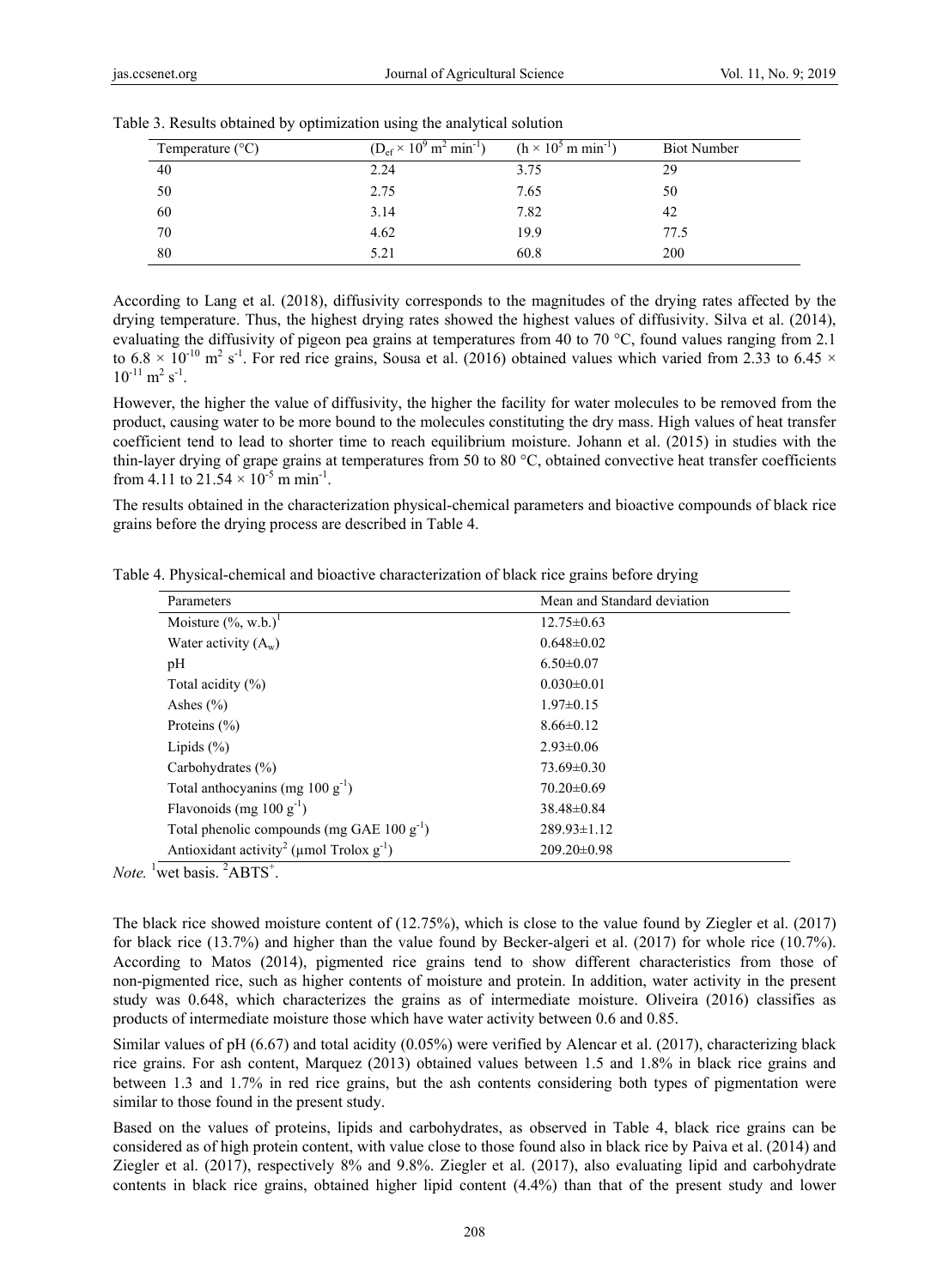Table 3. Results obtained by optimization using the analytical solution

| Temperature (°C) | ($D_{ef} \times 10^9$ m$^2$ min$^{-1}$) | ($h \times 10^5$ m min$^{-1}$) | Biot Number |
|---|---|---|---|
| 40 | 2.24 | 3.75 | 29 |
| 50 | 2.75 | 7.65 | 50 |
| 60 | 3.14 | 7.82 | 42 |
| 70 | 4.62 | 19.9 | 77.5 |
| 80 | 5.21 | 60.8 | 200 |

According to Lang et al. (2018), diffusivity corresponds to the magnitudes of the drying rates affected by the drying temperature. Thus, the highest drying rates showed the highest values of diffusivity. Silva et al. (2014), evaluating the diffusivity of pigeon pea grains at temperatures from 40 to 70 °C, found values ranging from 2.1 to $6.8 \times 10^{-10}$ m$^2$ s$^{-1}$. For red rice grains, Sousa et al. (2016) obtained values which varied from 2.33 to $6.45 \times 10^{-11}$ m$^2$ s$^{-1}$.

However, the higher the value of diffusivity, the higher the facility for water molecules to be removed from the product, causing water to be more bound to the molecules constituting the dry mass. High values of heat transfer coefficient tend to lead to shorter time to reach equilibrium moisture. Johann et al. (2015) in studies with the thin-layer drying of grape grains at temperatures from 50 to 80 °C, obtained convective heat transfer coefficients from 4.11 to $21.54 \times 10^{-5}$ m min$^{-1}$.

The results obtained in the characterization physical-chemical parameters and bioactive compounds of black rice grains before the drying process are described in Table 4.

Table 4. Physical-chemical and bioactive characterization of black rice grains before drying

| Parameters | Mean and Standard deviation |
|---|---|
| Moisture (%, w.b.)[1] | 12.75±0.63 |
| Water activity ($A_w$) | 0.648±0.02 |
| pH | 6.50±0.07 |
| Total acidity (%) | 0.030±0.01 |
| Ashes (%) | 1.97±0.15 |
| Proteins (%) | 8.66±0.12 |
| Lipids (%) | 2.93±0.06 |
| Carbohydrates (%) | 73.69±0.30 |
| Total anthocyanins (mg 100 g$^{-1}$) | 70.20±0.69 |
| Flavonoids (mg 100 g$^{-1}$) | 38.48±0.84 |
| Total phenolic compounds (mg GAE 100 g$^{-1}$) | 289.93±1.12 |
| Antioxidant activity[2] (μmol Trolox g$^{-1}$) | 209.20±0.98 |

*Note.* [1]wet basis. [2]ABTS$^+$.

The black rice showed moisture content of (12.75%), which is close to the value found by Ziegler et al. (2017) for black rice (13.7%) and higher than the value found by Becker-algeri et al. (2017) for whole rice (10.7%). According to Matos (2014), pigmented rice grains tend to show different characteristics from those of non-pigmented rice, such as higher contents of moisture and protein. In addition, water activity in the present study was 0.648, which characterizes the grains as of intermediate moisture. Oliveira (2016) classifies as products of intermediate moisture those which have water activity between 0.6 and 0.85.

Similar values of pH (6.67) and total acidity (0.05%) were verified by Alencar et al. (2017), characterizing black rice grains. For ash content, Marquez (2013) obtained values between 1.5 and 1.8% in black rice grains and between 1.3 and 1.7% in red rice grains, but the ash contents considering both types of pigmentation were similar to those found in the present study.

Based on the values of proteins, lipids and carbohydrates, as observed in Table 4, black rice grains can be considered as of high protein content, with value close to those found also in black rice by Paiva et al. (2014) and Ziegler et al. (2017), respectively 8% and 9.8%. Ziegler et al. (2017), also evaluating lipid and carbohydrate contents in black rice grains, obtained higher lipid content (4.4%) than that of the present study and lower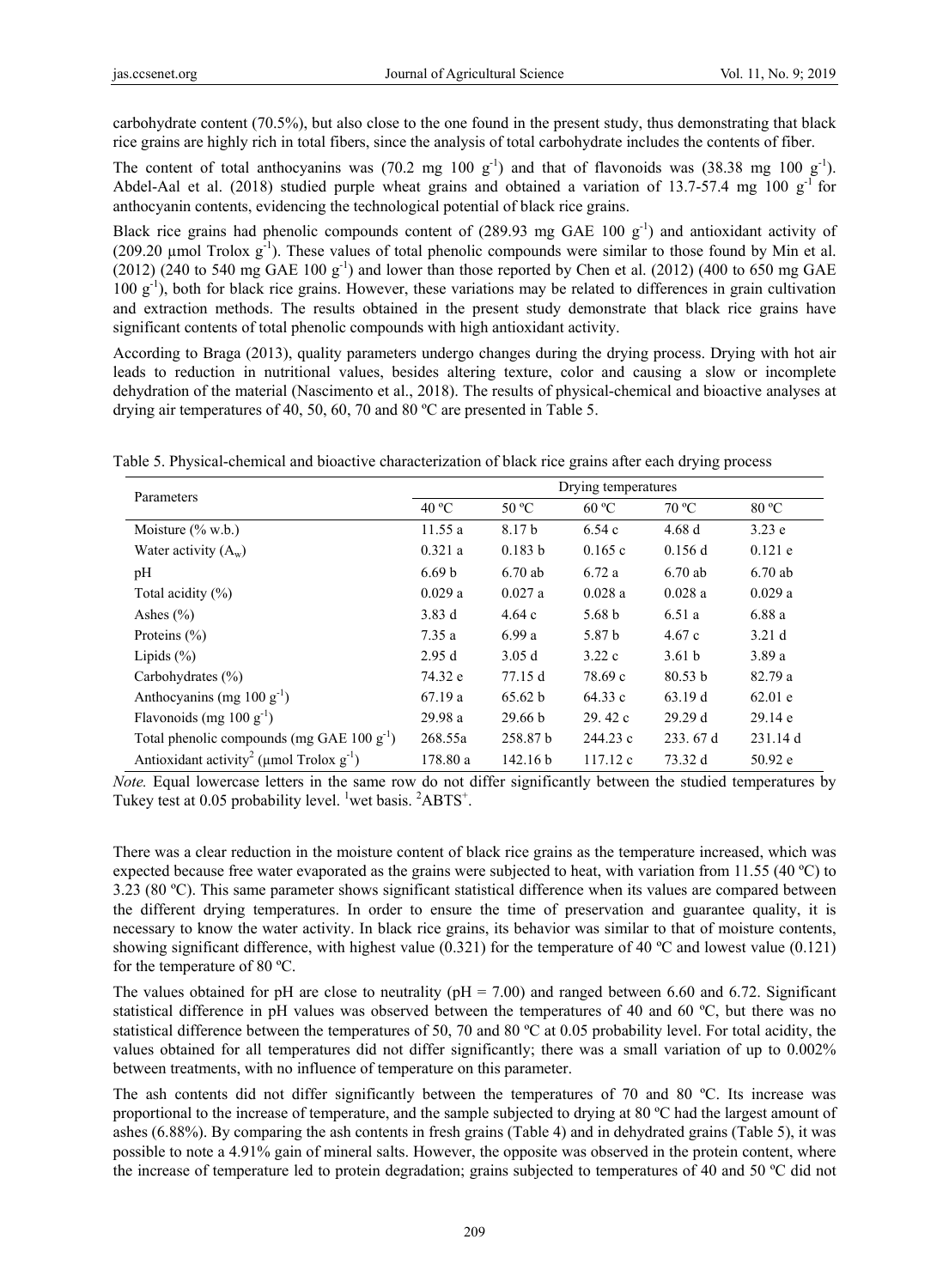carbohydrate content (70.5%), but also close to the one found in the present study, thus demonstrating that black rice grains are highly rich in total fibers, since the analysis of total carbohydrate includes the contents of fiber.

The content of total anthocyanins was (70.2 mg 100 $g^{-1}$) and that of flavonoids was (38.38 mg 100 $g^{-1}$). Abdel-Aal et al. (2018) studied purple wheat grains and obtained a variation of 13.7-57.4 mg 100 $g^{-1}$ for anthocyanin contents, evidencing the technological potential of black rice grains.

Black rice grains had phenolic compounds content of (289.93 mg GAE 100 $g^{-1}$) and antioxidant activity of (209.20 μmol Trolox $g^{-1}$). These values of total phenolic compounds were similar to those found by Min et al. (2012) (240 to 540 mg GAE 100 $g^{-1}$) and lower than those reported by Chen et al. (2012) (400 to 650 mg GAE 100 $g^{-1}$), both for black rice grains. However, these variations may be related to differences in grain cultivation and extraction methods. The results obtained in the present study demonstrate that black rice grains have significant contents of total phenolic compounds with high antioxidant activity.

According to Braga (2013), quality parameters undergo changes during the drying process. Drying with hot air leads to reduction in nutritional values, besides altering texture, color and causing a slow or incomplete dehydration of the material (Nascimento et al., 2018). The results of physical-chemical and bioactive analyses at drying air temperatures of 40, 50, 60, 70 and 80 ºC are presented in Table 5.

Table 5. Physical-chemical and bioactive characterization of black rice grains after each drying process

| Parameters | Drying temperatures | | | | |
|---|---|---|---|---|---|
| | 40 ºC | 50 ºC | 60 ºC | 70 ºC | 80 ºC |
| Moisture (% w.b.) | 11.55 a | 8.17 b | 6.54 c | 4.68 d | 3.23 e |
| Water activity ($A_w$) | 0.321 a | 0.183 b | 0.165 c | 0.156 d | 0.121 e |
| pH | 6.69 b | 6.70 ab | 6.72 a | 6.70 ab | 6.70 ab |
| Total acidity (%) | 0.029 a | 0.027 a | 0.028 a | 0.028 a | 0.029 a |
| Ashes (%) | 3.83 d | 4.64 c | 5.68 b | 6.51 a | 6.88 a |
| Proteins (%) | 7.35 a | 6.99 a | 5.87 b | 4.67 c | 3.21 d |
| Lipids (%) | 2.95 d | 3.05 d | 3.22 c | 3.61 b | 3.89 a |
| Carbohydrates (%) | 74.32 e | 77.15 d | 78.69 c | 80.53 b | 82.79 a |
| Anthocyanins (mg 100 $g^{-1}$) | 67.19 a | 65.62 b | 64.33 c | 63.19 d | 62.01 e |
| Flavonoids (mg 100 $g^{-1}$) | 29.98 a | 29.66 b | 29. 42 c | 29.29 d | 29.14 e |
| Total phenolic compounds (mg GAE 100 $g^{-1}$) | 268.55a | 258.87 b | 244.23 c | 233. 67 d | 231.14 d |
| Antioxidant activity[2] (μmol Trolox $g^{-1}$) | 178.80 a | 142.16 b | 117.12 c | 73.32 d | 50.92 e |

*Note.* Equal lowercase letters in the same row do not differ significantly between the studied temperatures by Tukey test at 0.05 probability level. [1]wet basis. [2]$ABTS^+$.

There was a clear reduction in the moisture content of black rice grains as the temperature increased, which was expected because free water evaporated as the grains were subjected to heat, with variation from 11.55 (40 ºC) to 3.23 (80 ºC). This same parameter shows significant statistical difference when its values are compared between the different drying temperatures. In order to ensure the time of preservation and guarantee quality, it is necessary to know the water activity. In black rice grains, its behavior was similar to that of moisture contents, showing significant difference, with highest value (0.321) for the temperature of 40 ºC and lowest value (0.121) for the temperature of 80 ºC.

The values obtained for pH are close to neutrality (pH = 7.00) and ranged between 6.60 and 6.72. Significant statistical difference in pH values was observed between the temperatures of 40 and 60 ºC, but there was no statistical difference between the temperatures of 50, 70 and 80 ºC at 0.05 probability level. For total acidity, the values obtained for all temperatures did not differ significantly; there was a small variation of up to 0.002% between treatments, with no influence of temperature on this parameter.

The ash contents did not differ significantly between the temperatures of 70 and 80 ºC. Its increase was proportional to the increase of temperature, and the sample subjected to drying at 80 ºC had the largest amount of ashes (6.88%). By comparing the ash contents in fresh grains (Table 4) and in dehydrated grains (Table 5), it was possible to note a 4.91% gain of mineral salts. However, the opposite was observed in the protein content, where the increase of temperature led to protein degradation; grains subjected to temperatures of 40 and 50 ºC did not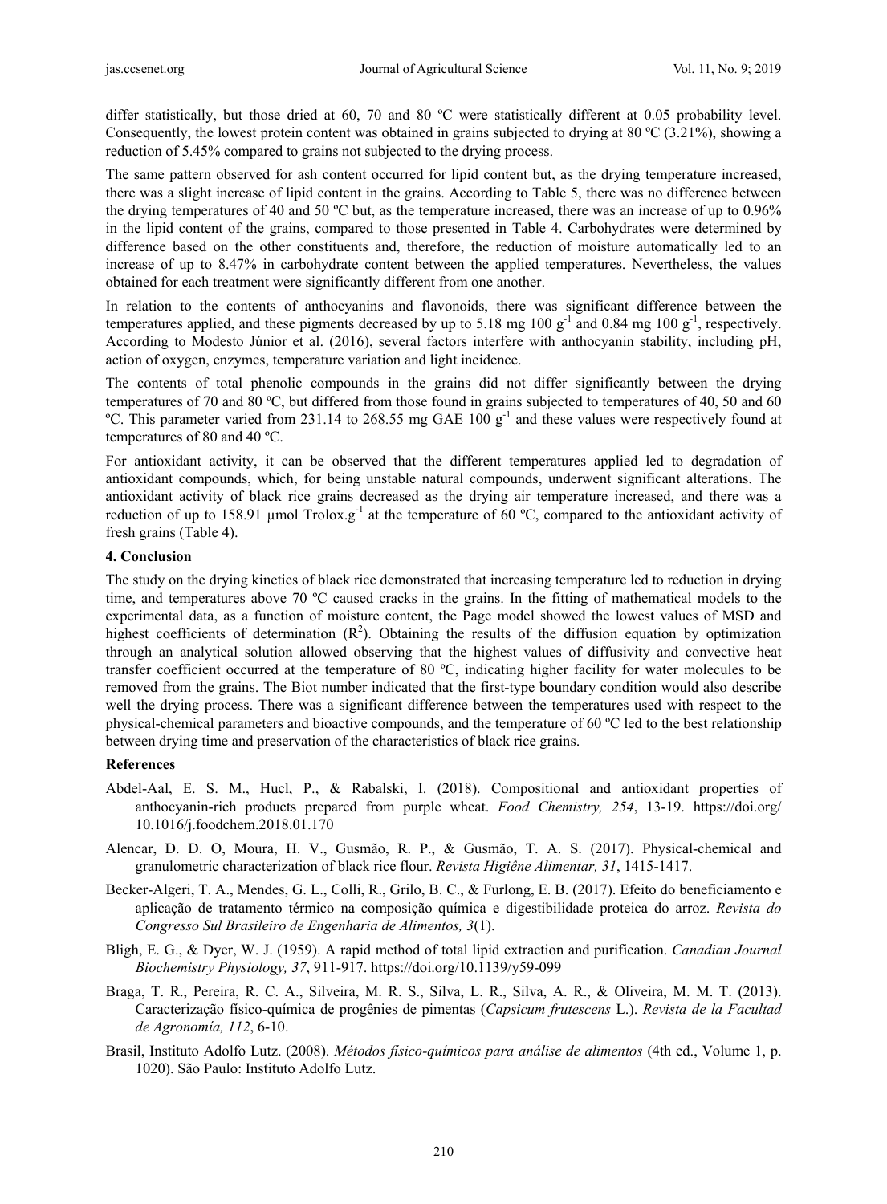differ statistically, but those dried at 60, 70 and 80 ºC were statistically different at 0.05 probability level. Consequently, the lowest protein content was obtained in grains subjected to drying at 80 ºC (3.21%), showing a reduction of 5.45% compared to grains not subjected to the drying process.

The same pattern observed for ash content occurred for lipid content but, as the drying temperature increased, there was a slight increase of lipid content in the grains. According to Table 5, there was no difference between the drying temperatures of 40 and 50 ºC but, as the temperature increased, there was an increase of up to 0.96% in the lipid content of the grains, compared to those presented in Table 4. Carbohydrates were determined by difference based on the other constituents and, therefore, the reduction of moisture automatically led to an increase of up to 8.47% in carbohydrate content between the applied temperatures. Nevertheless, the values obtained for each treatment were significantly different from one another.

In relation to the contents of anthocyanins and flavonoids, there was significant difference between the temperatures applied, and these pigments decreased by up to 5.18 mg 100 $g^{-1}$ and 0.84 mg 100 $g^{-1}$, respectively. According to Modesto Júnior et al. (2016), several factors interfere with anthocyanin stability, including pH, action of oxygen, enzymes, temperature variation and light incidence.

The contents of total phenolic compounds in the grains did not differ significantly between the drying temperatures of 70 and 80 ºC, but differed from those found in grains subjected to temperatures of 40, 50 and 60 ºC. This parameter varied from 231.14 to 268.55 mg GAE 100 $g^{-1}$ and these values were respectively found at temperatures of 80 and 40 ºC.

For antioxidant activity, it can be observed that the different temperatures applied led to degradation of antioxidant compounds, which, for being unstable natural compounds, underwent significant alterations. The antioxidant activity of black rice grains decreased as the drying air temperature increased, and there was a reduction of up to 158.91 µmol Trolox.$g^{-1}$ at the temperature of 60 ºC, compared to the antioxidant activity of fresh grains (Table 4).

## 4. Conclusion

The study on the drying kinetics of black rice demonstrated that increasing temperature led to reduction in drying time, and temperatures above 70 ºC caused cracks in the grains. In the fitting of mathematical models to the experimental data, as a function of moisture content, the Page model showed the lowest values of MSD and highest coefficients of determination ($R^2$). Obtaining the results of the diffusion equation by optimization through an analytical solution allowed observing that the highest values of diffusivity and convective heat transfer coefficient occurred at the temperature of 80 ºC, indicating higher facility for water molecules to be removed from the grains. The Biot number indicated that the first-type boundary condition would also describe well the drying process. There was a significant difference between the temperatures used with respect to the physical-chemical parameters and bioactive compounds, and the temperature of 60 ºC led to the best relationship between drying time and preservation of the characteristics of black rice grains.

## References

Abdel-Aal, E. S. M., Hucl, P., & Rabalski, I. (2018). Compositional and antioxidant properties of anthocyanin-rich products prepared from purple wheat. *Food Chemistry, 254*, 13-19. https://doi.org/10.1016/j.foodchem.2018.01.170

Alencar, D. D. O, Moura, H. V., Gusmão, R. P., & Gusmão, T. A. S. (2017). Physical-chemical and granulometric characterization of black rice flour. *Revista Higiêne Alimentar, 31*, 1415-1417.

Becker-Algeri, T. A., Mendes, G. L., Colli, R., Grilo, B. C., & Furlong, E. B. (2017). Efeito do beneficiamento e aplicação de tratamento térmico na composição química e digestibilidade proteica do arroz. *Revista do Congresso Sul Brasileiro de Engenharia de Alimentos, 3*(1).

Bligh, E. G., & Dyer, W. J. (1959). A rapid method of total lipid extraction and purification. *Canadian Journal Biochemistry Physiology, 37*, 911-917. https://doi.org/10.1139/y59-099

Braga, T. R., Pereira, R. C. A., Silveira, M. R. S., Silva, L. R., Silva, A. R., & Oliveira, M. M. T. (2013). Caracterização físico-química de progênies de pimentas (*Capsicum frutescens* L.). *Revista de la Facultad de Agronomía, 112*, 6-10.

Brasil, Instituto Adolfo Lutz. (2008). *Métodos físico-químicos para análise de alimentos* (4th ed., Volume 1, p. 1020). São Paulo: Instituto Adolfo Lutz.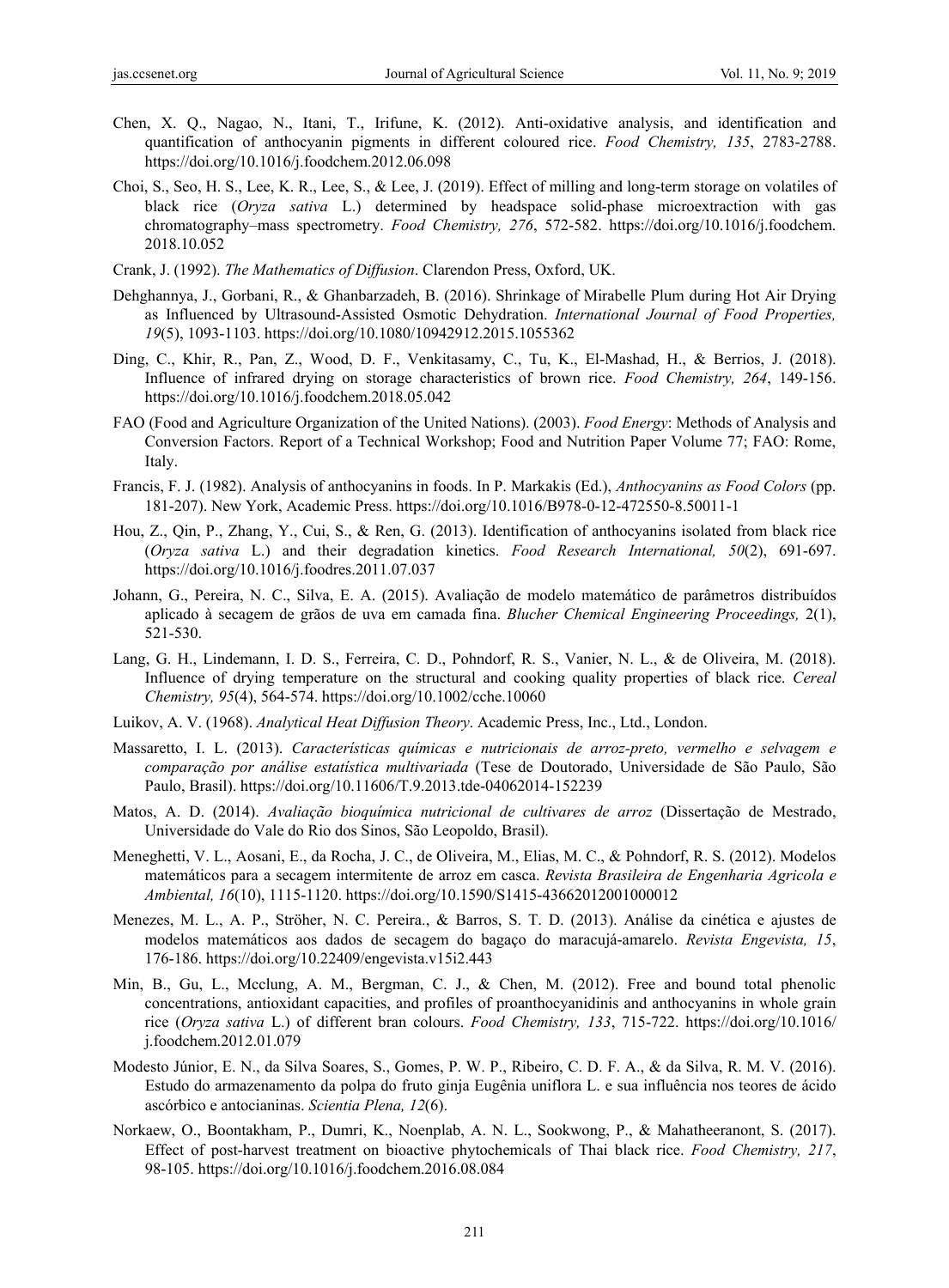Chen, X. Q., Nagao, N., Itani, T., Irifune, K. (2012). Anti-oxidative analysis, and identification and quantification of anthocyanin pigments in different coloured rice. *Food Chemistry, 135*, 2783-2788. https://doi.org/10.1016/j.foodchem.2012.06.098

Choi, S., Seo, H. S., Lee, K. R., Lee, S., & Lee, J. (2019). Effect of milling and long-term storage on volatiles of black rice (*Oryza sativa* L.) determined by headspace solid-phase microextraction with gas chromatography–mass spectrometry. *Food Chemistry, 276*, 572-582. https://doi.org/10.1016/j.foodchem.2018.10.052

Crank, J. (1992). *The Mathematics of Diffusion*. Clarendon Press, Oxford, UK.

Dehghannya, J., Gorbani, R., & Ghanbarzadeh, B. (2016). Shrinkage of Mirabelle Plum during Hot Air Drying as Influenced by Ultrasound-Assisted Osmotic Dehydration. *International Journal of Food Properties, 19*(5), 1093-1103. https://doi.org/10.1080/10942912.2015.1055362

Ding, C., Khir, R., Pan, Z., Wood, D. F., Venkitasamy, C., Tu, K., El-Mashad, H., & Berrios, J. (2018). Influence of infrared drying on storage characteristics of brown rice. *Food Chemistry, 264*, 149-156. https://doi.org/10.1016/j.foodchem.2018.05.042

FAO (Food and Agriculture Organization of the United Nations). (2003). *Food Energy*: Methods of Analysis and Conversion Factors. Report of a Technical Workshop; Food and Nutrition Paper Volume 77; FAO: Rome, Italy.

Francis, F. J. (1982). Analysis of anthocyanins in foods. In P. Markakis (Ed.), *Anthocyanins as Food Colors* (pp. 181-207). New York, Academic Press. https://doi.org/10.1016/B978-0-12-472550-8.50011-1

Hou, Z., Qin, P., Zhang, Y., Cui, S., & Ren, G. (2013). Identification of anthocyanins isolated from black rice (*Oryza sativa* L.) and their degradation kinetics. *Food Research International, 50*(2), 691-697. https://doi.org/10.1016/j.foodres.2011.07.037

Johann, G., Pereira, N. C., Silva, E. A. (2015). Avaliação de modelo matemático de parâmetros distribuídos aplicado à secagem de grãos de uva em camada fina. *Blucher Chemical Engineering Proceedings, 2*(1), 521-530.

Lang, G. H., Lindemann, I. D. S., Ferreira, C. D., Pohndorf, R. S., Vanier, N. L., & de Oliveira, M. (2018). Influence of drying temperature on the structural and cooking quality properties of black rice. *Cereal Chemistry, 95*(4), 564-574. https://doi.org/10.1002/cche.10060

Luikov, A. V. (1968). *Analytical Heat Diffusion Theory*. Academic Press, Inc., Ltd., London.

Massaretto, I. L. (2013). *Características químicas e nutricionais de arroz-preto, vermelho e selvagem e comparação por análise estatística multivariada* (Tese de Doutorado, Universidade de São Paulo, São Paulo, Brasil). https://doi.org/10.11606/T.9.2013.tde-04062014-152239

Matos, A. D. (2014). *Avaliação bioquímica nutricional de cultivares de arroz* (Dissertação de Mestrado, Universidade do Vale do Rio dos Sinos, São Leopoldo, Brasil).

Meneghetti, V. L., Aosani, E., da Rocha, J. C., de Oliveira, M., Elias, M. C., & Pohndorf, R. S. (2012). Modelos matemáticos para a secagem intermitente de arroz em casca. *Revista Brasileira de Engenharia Agricola e Ambiental, 16*(10), 1115-1120. https://doi.org/10.1590/S1415-43662012001000012

Menezes, M. L., A. P., Ströher, N. C. Pereira., & Barros, S. T. D. (2013). Análise da cinética e ajustes de modelos matemáticos aos dados de secagem do bagaço do maracujá-amarelo. *Revista Engevista, 15*, 176-186. https://doi.org/10.22409/engevista.v15i2.443

Min, B., Gu, L., Mcclung, A. M., Bergman, C. J., & Chen, M. (2012). Free and bound total phenolic concentrations, antioxidant capacities, and profiles of proanthocyanidinis and anthocyanins in whole grain rice (*Oryza sativa* L.) of different bran colours. *Food Chemistry, 133*, 715-722. https://doi.org/10.1016/j.foodchem.2012.01.079

Modesto Júnior, E. N., da Silva Soares, S., Gomes, P. W. P., Ribeiro, C. D. F. A., & da Silva, R. M. V. (2016). Estudo do armazenamento da polpa do fruto ginja Eugênia uniflora L. e sua influência nos teores de ácido ascórbico e antocianinas. *Scientia Plena, 12*(6).

Norkaew, O., Boontakham, P., Dumri, K., Noenplab, A. N. L., Sookwong, P., & Mahatheeranont, S. (2017). Effect of post-harvest treatment on bioactive phytochemicals of Thai black rice. *Food Chemistry, 217*, 98-105. https://doi.org/10.1016/j.foodchem.2016.08.084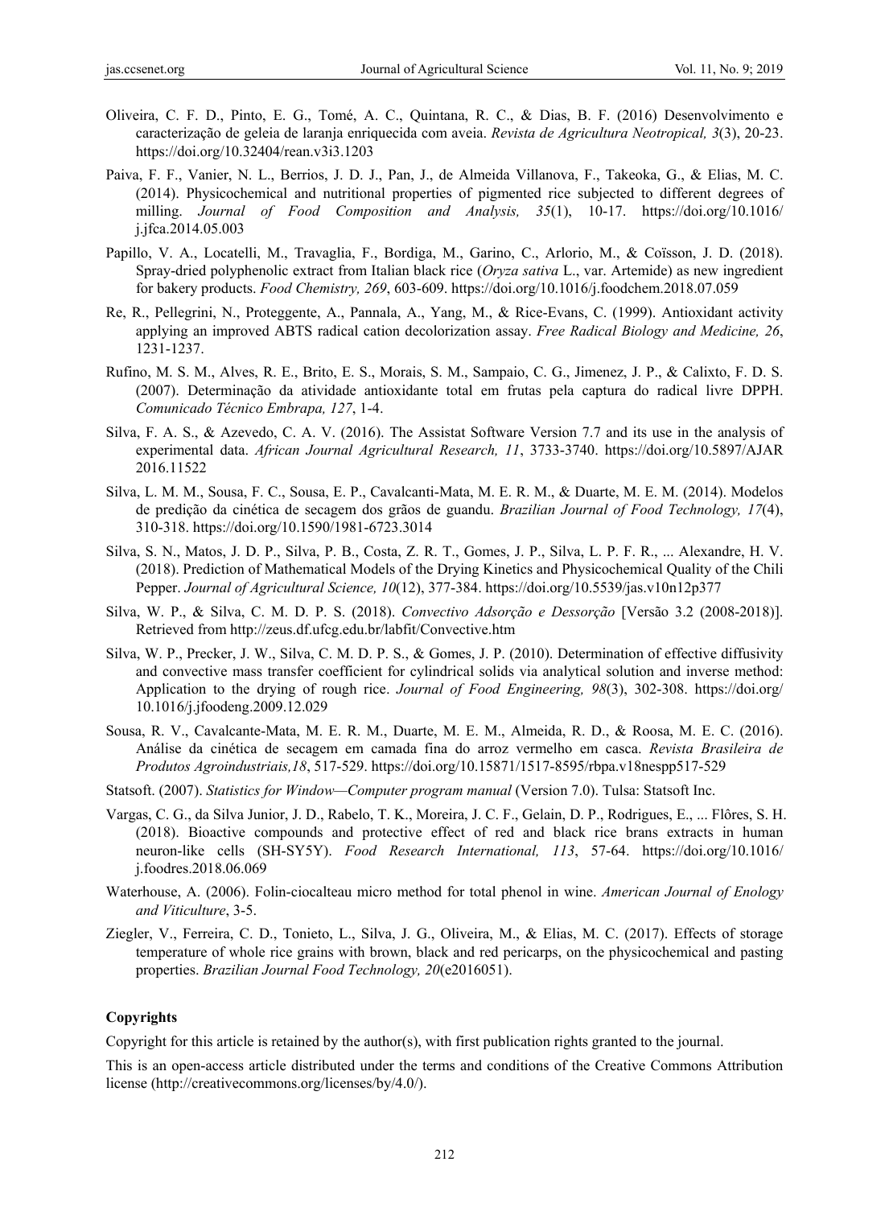Oliveira, C. F. D., Pinto, E. G., Tomé, A. C., Quintana, R. C., & Dias, B. F. (2016) Desenvolvimento e caracterização de geleia de laranja enriquecida com aveia. *Revista de Agricultura Neotropical, 3*(3), 20-23. https://doi.org/10.32404/rean.v3i3.1203

Paiva, F. F., Vanier, N. L., Berrios, J. D. J., Pan, J., de Almeida Villanova, F., Takeoka, G., & Elias, M. C. (2014). Physicochemical and nutritional properties of pigmented rice subjected to different degrees of milling. *Journal of Food Composition and Analysis, 35*(1), 10-17. https://doi.org/10.1016/j.jfca.2014.05.003

Papillo, V. A., Locatelli, M., Travaglia, F., Bordiga, M., Garino, C., Arlorio, M., & Coïsson, J. D. (2018). Spray-dried polyphenolic extract from Italian black rice (*Oryza sativa* L., var. Artemide) as new ingredient for bakery products. *Food Chemistry, 269*, 603-609. https://doi.org/10.1016/j.foodchem.2018.07.059

Re, R., Pellegrini, N., Proteggente, A., Pannala, A., Yang, M., & Rice-Evans, C. (1999). Antioxidant activity applying an improved ABTS radical cation decolorization assay. *Free Radical Biology and Medicine, 26*, 1231-1237.

Rufino, M. S. M., Alves, R. E., Brito, E. S., Morais, S. M., Sampaio, C. G., Jimenez, J. P., & Calixto, F. D. S. (2007). Determinação da atividade antioxidante total em frutas pela captura do radical livre DPPH. *Comunicado Técnico Embrapa, 127*, 1-4.

Silva, F. A. S., & Azevedo, C. A. V. (2016). The Assistat Software Version 7.7 and its use in the analysis of experimental data. *African Journal Agricultural Research, 11*, 3733-3740. https://doi.org/10.5897/AJAR2016.11522

Silva, L. M. M., Sousa, F. C., Sousa, E. P., Cavalcanti-Mata, M. E. R. M., & Duarte, M. E. M. (2014). Modelos de predição da cinética de secagem dos grãos de guandu. *Brazilian Journal of Food Technology, 17*(4), 310-318. https://doi.org/10.1590/1981-6723.3014

Silva, S. N., Matos, J. D. P., Silva, P. B., Costa, Z. R. T., Gomes, J. P., Silva, L. P. F. R., ... Alexandre, H. V. (2018). Prediction of Mathematical Models of the Drying Kinetics and Physicochemical Quality of the Chili Pepper. *Journal of Agricultural Science, 10*(12), 377-384. https://doi.org/10.5539/jas.v10n12p377

Silva, W. P., & Silva, C. M. D. P. S. (2018). *Convectivo Adsorção e Dessorção* [Versão 3.2 (2008-2018)]. Retrieved from http://zeus.df.ufcg.edu.br/labfit/Convective.htm

Silva, W. P., Precker, J. W., Silva, C. M. D. P. S., & Gomes, J. P. (2010). Determination of effective diffusivity and convective mass transfer coefficient for cylindrical solids via analytical solution and inverse method: Application to the drying of rough rice. *Journal of Food Engineering, 98*(3), 302-308. https://doi.org/10.1016/j.jfoodeng.2009.12.029

Sousa, R. V., Cavalcante-Mata, M. E. R. M., Duarte, M. E. M., Almeida, R. D., & Roosa, M. E. C. (2016). Análise da cinética de secagem em camada fina do arroz vermelho em casca. *Revista Brasileira de Produtos Agroindustriais,18*, 517-529. https://doi.org/10.15871/1517-8595/rbpa.v18nespp517-529

Statsoft. (2007). *Statistics for Window—Computer program manual* (Version 7.0). Tulsa: Statsoft Inc.

Vargas, C. G., da Silva Junior, J. D., Rabelo, T. K., Moreira, J. C. F., Gelain, D. P., Rodrigues, E., ... Flôres, S. H. (2018). Bioactive compounds and protective effect of red and black rice brans extracts in human neuron-like cells (SH-SY5Y). *Food Research International, 113*, 57-64. https://doi.org/10.1016/j.foodres.2018.06.069

Waterhouse, A. (2006). Folin-ciocalteau micro method for total phenol in wine. *American Journal of Enology and Viticulture*, 3-5.

Ziegler, V., Ferreira, C. D., Tonieto, L., Silva, J. G., Oliveira, M., & Elias, M. C. (2017). Effects of storage temperature of whole rice grains with brown, black and red pericarps, on the physicochemical and pasting properties. *Brazilian Journal Food Technology, 20*(e2016051).

**Copyrights**

Copyright for this article is retained by the author(s), with first publication rights granted to the journal.

This is an open-access article distributed under the terms and conditions of the Creative Commons Attribution license (http://creativecommons.org/licenses/by/4.0/).